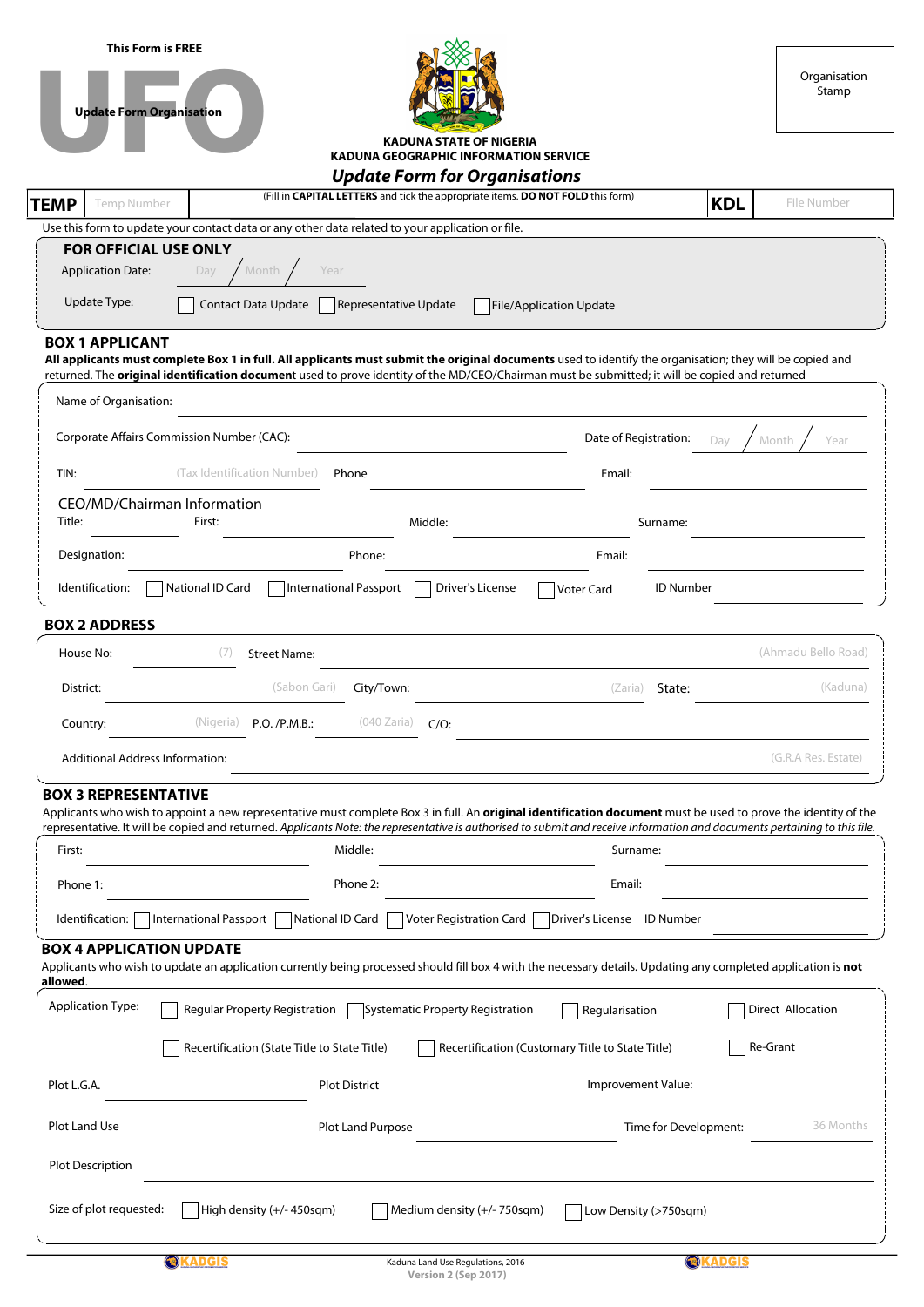This Form is FREE

**UFO**

**Update Form Organisation**

**KADUNA STATE OF NIGERIA**
**KADUNA GEOGRAPHIC INFORMATION SERVICE**

## *Update Form for Organisations*

Organisation Stamp

**TEMP** Temp Number

(Fill in **CAPITAL LETTERS** and tick the appropriate items. **DO NOT FOLD** this form)

**KDL** File Number

Use this form to update your contact data or any other data related to your application or file.

### FOR OFFICIAL USE ONLY

Application Date: Day / Month / Year

Update Type: ☐ Contact Data Update ☐ Representative Update ☐ File/Application Update

### BOX 1 APPLICANT

**All applicants must complete Box 1 in full. All applicants must submit the original documents** used to identify the organisation; they will be copied and returned. The **original identification document** used to prove identity of the MD/CEO/Chairman must be submitted; it will be copied and returned

Name of Organisation:

Corporate Affairs Commission Number (CAC): Date of Registration: Day / Month / Year

TIN: (Tax Identification Number) Phone Email:

CEO/MD/Chairman Information

Title: First: Middle: Surname:

Designation: Phone: Email:

Identification: ☐ National ID Card ☐ International Passport ☐ Driver's License ☐ Voter Card ID Number

### BOX 2 ADDRESS

House No: (7) Street Name: (Ahmadu Bello Road)

District: (Sabon Gari) City/Town: (Zaria) State: (Kaduna)

Country: (Nigeria) P.O. /P.M.B.: (040 Zaria) C/O:

Additional Address Information: (G.R.A Res. Estate)

### BOX 3 REPRESENTATIVE

Applicants who wish to appoint a new representative must complete Box 3 in full. An **original identification document** must be used to prove the identity of the representative. It will be copied and returned. *Applicants Note: the representative is authorised to submit and receive information and documents pertaining to this file.*

First: Middle: Surname:

Phone 1: Phone 2: Email:

Identification: ☐ International Passport ☐ National ID Card ☐ Voter Registration Card ☐ Driver's License ID Number

### BOX 4 APPLICATION UPDATE

Applicants who wish to update an application currently being processed should fill box 4 with the necessary details. Updating any completed application is **not allowed**.

Application Type: ☐ Regular Property Registration ☐ Systematic Property Registration ☐ Regularisation ☐ Direct Allocation

☐ Recertification (State Title to State Title) ☐ Recertification (Customary Title to State Title) ☐ Re-Grant

Plot L.G.A. Plot District Improvement Value:

Plot Land Use Plot Land Purpose Time for Development: 36 Months

Plot Description

Size of plot requested: ☐ High density (+/- 450sqm) ☐ Medium density (+/- 750sqm) ☐ Low Density (>750sqm)

KADGIS

Kaduna Land Use Regulations, 2016
Version 2 (Sep 2017)

KADGIS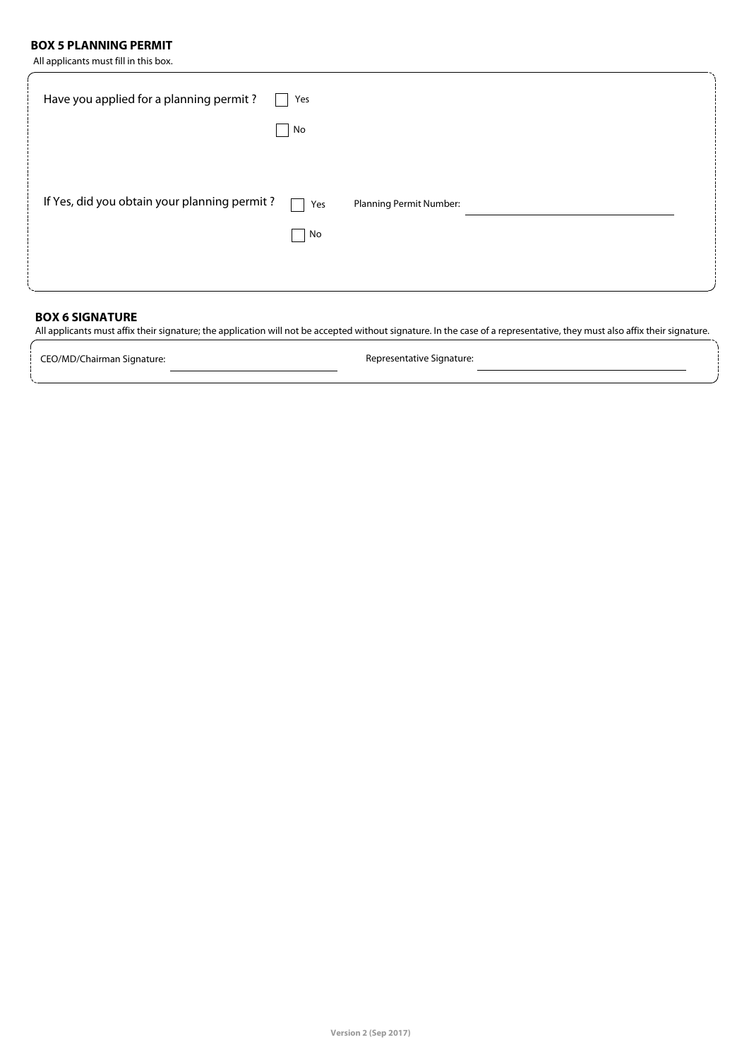## BOX 5 PLANNING PERMIT

All applicants must fill in this box.

Have you applied for a planning permit ?

- [ ] Yes
- [ ] No

If Yes, did you obtain your planning permit ?

- [ ] Yes   Planning Permit Number: ______________________
- [ ] No

## BOX 6 SIGNATURE

All applicants must affix their signature; the application will not be accepted without signature. In the case of a representative, they must also affix their signature.

CEO/MD/Chairman Signature: ______________________   Representative Signature: ______________________

Version 2 (Sep 2017)